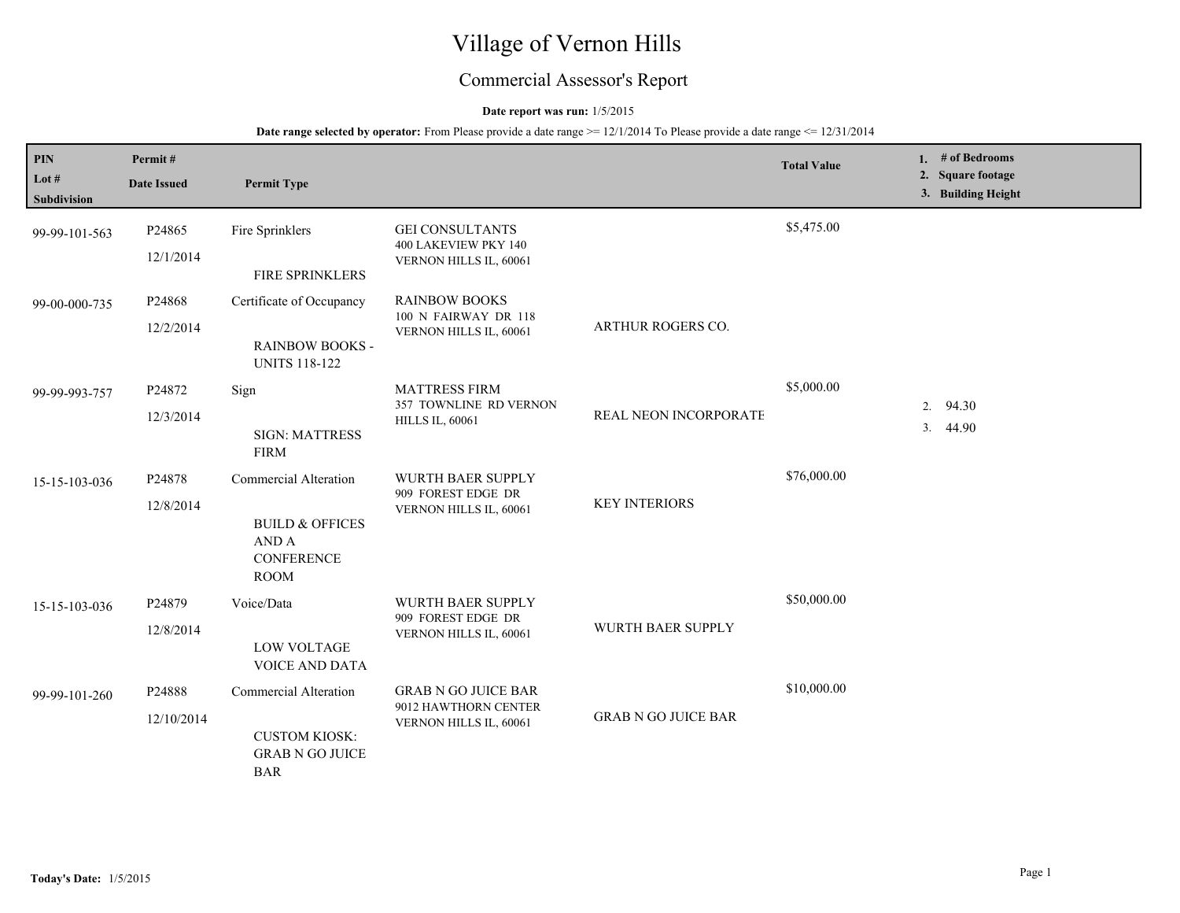# Village of Vernon Hills

## Commercial Assessor's Report

**Date report was run:** 1/5/2015

**Date range selected by operator:** From Please provide a date range >= 12/1/2014 To Please provide a date range <= 12/31/2014

| PIN / Lot # / Subdivision | Permit # / Date Issued | Permit Type | | | Total Value | 1. # of Bedrooms 2. Square footage 3. Building Height |
|---|---|---|---|---|---|---|
| 99-99-101-563 | P24865 12/1/2014 | Fire Sprinklers FIRE SPRINKLERS | GEI CONSULTANTS 400 LAKEVIEW PKY 140 VERNON HILLS IL, 60061 | | $5,475.00 | |
| 99-00-000-735 | P24868 12/2/2014 | Certificate of Occupancy RAINBOW BOOKS - UNITS 118-122 | RAINBOW BOOKS 100 N FAIRWAY DR 118 VERNON HILLS IL, 60061 | ARTHUR ROGERS CO. | | |
| 99-99-993-757 | P24872 12/3/2014 | Sign SIGN: MATTRESS FIRM | MATTRESS FIRM 357 TOWNLINE RD VERNON HILLS IL, 60061 | REAL NEON INCORPORATE | $5,000.00 | 2. 94.30 3. 44.90 |
| 15-15-103-036 | P24878 12/8/2014 | Commercial Alteration BUILD & OFFICES AND A CONFERENCE ROOM | WURTH BAER SUPPLY 909 FOREST EDGE DR VERNON HILLS IL, 60061 | KEY INTERIORS | $76,000.00 | |
| 15-15-103-036 | P24879 12/8/2014 | Voice/Data LOW VOLTAGE VOICE AND DATA | WURTH BAER SUPPLY 909 FOREST EDGE DR VERNON HILLS IL, 60061 | WURTH BAER SUPPLY | $50,000.00 | |
| 99-99-101-260 | P24888 12/10/2014 | Commercial Alteration CUSTOM KIOSK: GRAB N GO JUICE BAR | GRAB N GO JUICE BAR 9012 HAWTHORN CENTER VERNON HILLS IL, 60061 | GRAB N GO JUICE BAR | $10,000.00 | |

**Today's Date:** 1/5/2015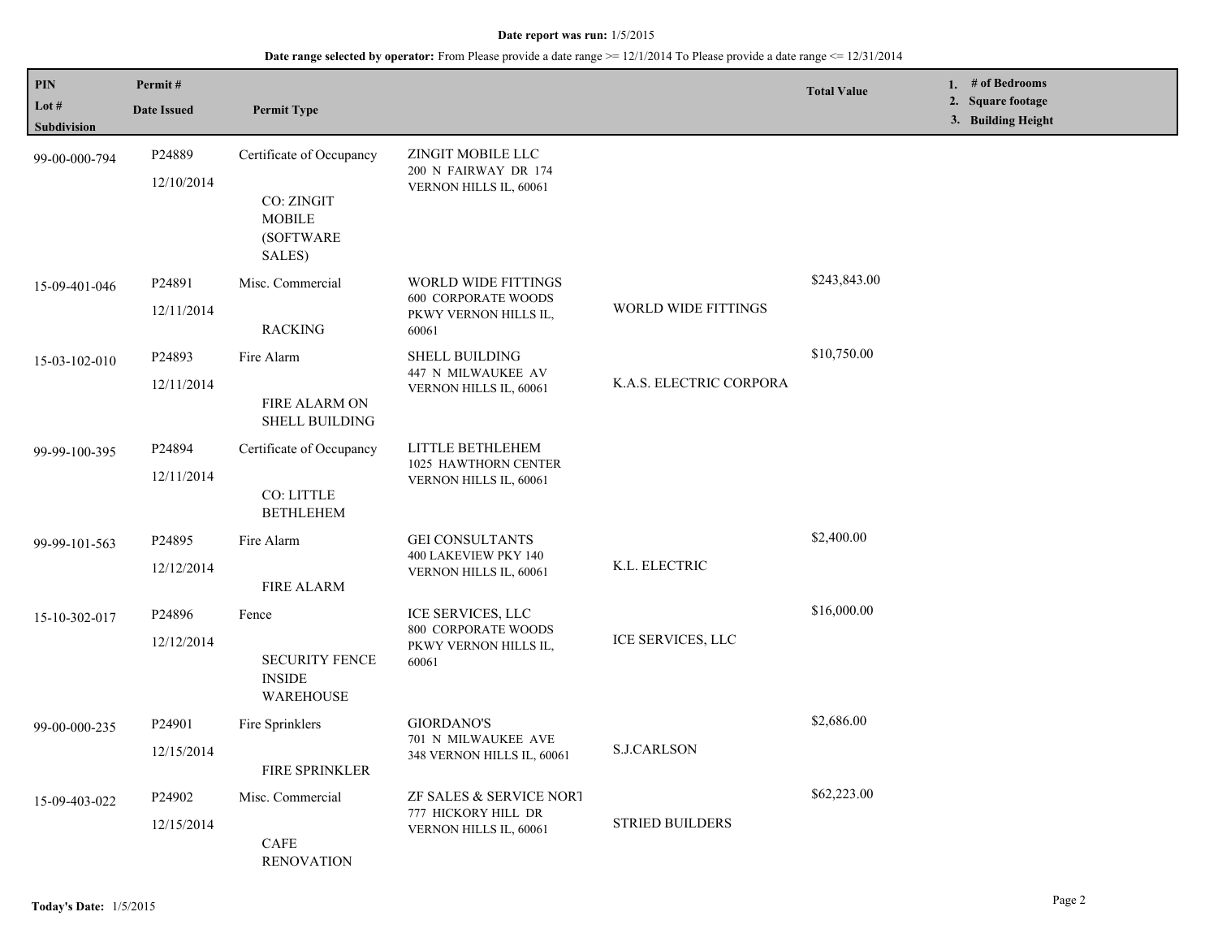**Date report was run:** 1/5/2015

**Date range selected by operator:** From Please provide a date range >= 12/1/2014 To Please provide a date range <= 12/31/2014

| PIN<br>Lot #<br>Subdivision | Permit #<br>Date Issued | Permit Type | | | Total Value | 1. # of Bedrooms<br>2. Square footage<br>3. Building Height |
|---|---|---|---|---|---|---|
| 99-00-000-794 | P24889<br>12/10/2014 | Certificate of Occupancy<br>CO: ZINGIT MOBILE (SOFTWARE SALES) | ZINGIT MOBILE LLC<br>200 N FAIRWAY DR 174<br>VERNON HILLS IL, 60061 | | | |
| 15-09-401-046 | P24891<br>12/11/2014 | Misc. Commercial<br>RACKING | WORLD WIDE FITTINGS<br>600 CORPORATE WOODS PKWY VERNON HILLS IL, 60061 | WORLD WIDE FITTINGS | $243,843.00 | |
| 15-03-102-010 | P24893<br>12/11/2014 | Fire Alarm<br>FIRE ALARM ON SHELL BUILDING | SHELL BUILDING<br>447 N MILWAUKEE AV<br>VERNON HILLS IL, 60061 | K.A.S. ELECTRIC CORPORA | $10,750.00 | |
| 99-99-100-395 | P24894<br>12/11/2014 | Certificate of Occupancy<br>CO: LITTLE BETHLEHEM | LITTLE BETHLEHEM<br>1025 HAWTHORN CENTER<br>VERNON HILLS IL, 60061 | | | |
| 99-99-101-563 | P24895<br>12/12/2014 | Fire Alarm<br>FIRE ALARM | GEI CONSULTANTS<br>400 LAKEVIEW PKY 140<br>VERNON HILLS IL, 60061 | K.L. ELECTRIC | $2,400.00 | |
| 15-10-302-017 | P24896<br>12/12/2014 | Fence<br>SECURITY FENCE INSIDE WAREHOUSE | ICE SERVICES, LLC<br>800 CORPORATE WOODS PKWY VERNON HILLS IL, 60061 | ICE SERVICES, LLC | $16,000.00 | |
| 99-00-000-235 | P24901<br>12/15/2014 | Fire Sprinklers<br>FIRE SPRINKLER | GIORDANO'S<br>701 N MILWAUKEE AVE<br>348 VERNON HILLS IL, 60061 | S.J.CARLSON | $2,686.00 | |
| 15-09-403-022 | P24902<br>12/15/2014 | Misc. Commercial<br>CAFE RENOVATION | ZF SALES & SERVICE NORT<br>777 HICKORY HILL DR<br>VERNON HILLS IL, 60061 | STRIED BUILDERS | $62,223.00 | |

**Today's Date:** 1/5/2015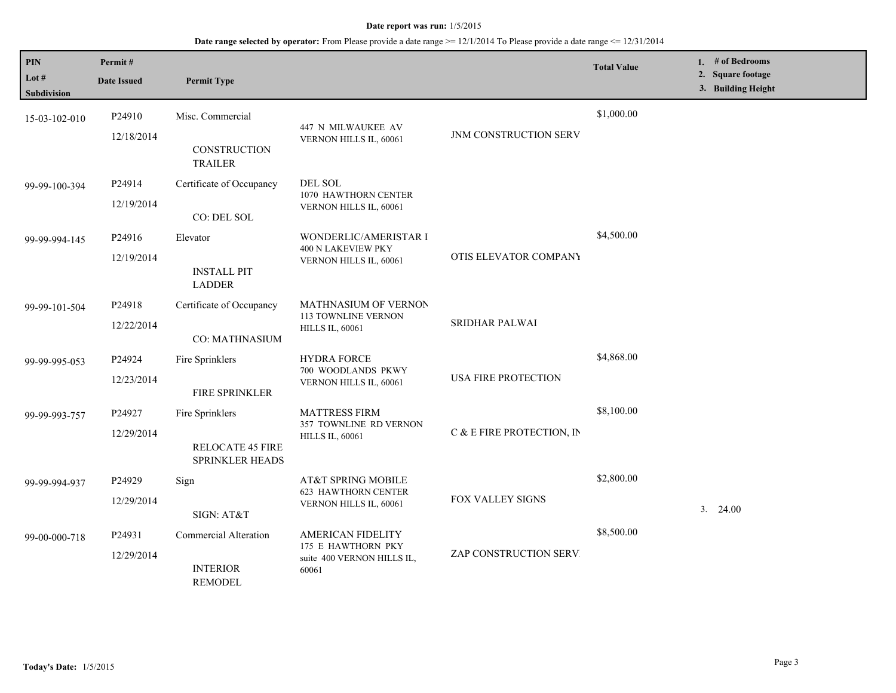**Date report was run:** 1/5/2015

**Date range selected by operator:** From Please provide a date range >= 12/1/2014 To Please provide a date range <= 12/31/2014

| PIN / Lot # / Subdivision | Permit # / Date Issued | Permit Type | | | Total Value | 1. # of Bedrooms 2. Square footage 3. Building Height |
|---|---|---|---|---|---|---|
| 15-03-102-010 | P24910 12/18/2014 | Misc. Commercial CONSTRUCTION TRAILER | 447 N MILWAUKEE AV VERNON HILLS IL, 60061 | JNM CONSTRUCTION SERV | $1,000.00 | |
| 99-99-100-394 | P24914 12/19/2014 | Certificate of Occupancy CO: DEL SOL | DEL SOL 1070 HAWTHORN CENTER VERNON HILLS IL, 60061 | | | |
| 99-99-994-145 | P24916 12/19/2014 | Elevator INSTALL PIT LADDER | WONDERLIC/AMERISTAR I 400 N LAKEVIEW PKY VERNON HILLS IL, 60061 | OTIS ELEVATOR COMPANY | $4,500.00 | |
| 99-99-101-504 | P24918 12/22/2014 | Certificate of Occupancy CO: MATHNASIUM | MATHNASIUM OF VERNON 113 TOWNLINE VERNON HILLS IL, 60061 | SRIDHAR PALWAI | | |
| 99-99-995-053 | P24924 12/23/2014 | Fire Sprinklers FIRE SPRINKLER | HYDRA FORCE 700 WOODLANDS PKWY VERNON HILLS IL, 60061 | USA FIRE PROTECTION | $4,868.00 | |
| 99-99-993-757 | P24927 12/29/2014 | Fire Sprinklers RELOCATE 45 FIRE SPRINKLER HEADS | MATTRESS FIRM 357 TOWNLINE RD VERNON HILLS IL, 60061 | C & E FIRE PROTECTION, IN | $8,100.00 | |
| 99-99-994-937 | P24929 12/29/2014 | Sign SIGN: AT&T | AT&T SPRING MOBILE 623 HAWTHORN CENTER VERNON HILLS IL, 60061 | FOX VALLEY SIGNS | $2,800.00 | 3. 24.00 |
| 99-00-000-718 | P24931 12/29/2014 | Commercial Alteration INTERIOR REMODEL | AMERICAN FIDELITY 175 E HAWTHORN PKY suite 400 VERNON HILLS IL, 60061 | ZAP CONSTRUCTION SERV | $8,500.00 | |

**Today's Date:** 1/5/2015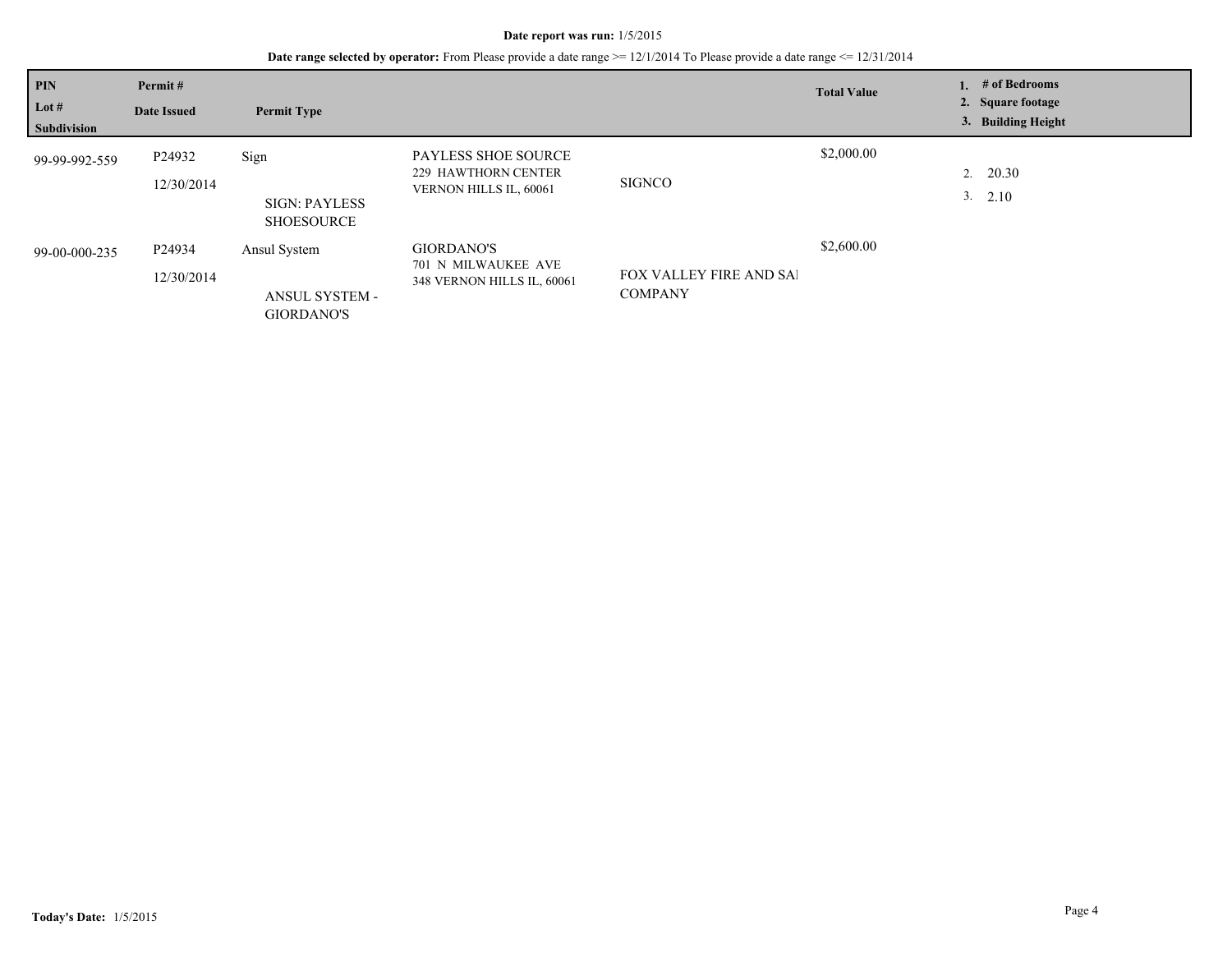**Date report was run:** 1/5/2015

**Date range selected by operator:** From Please provide a date range >= 12/1/2014 To Please provide a date range <= 12/31/2014

| PIN<br>Lot #<br>Subdivision | Permit #<br>Date Issued | Permit Type | | | Total Value | 1. # of Bedrooms<br>2. Square footage<br>3. Building Height |
|---|---|---|---|---|---|---|
| 99-99-992-559 | P24932<br>12/30/2014 | Sign<br>SIGN: PAYLESS SHOESOURCE | PAYLESS SHOE SOURCE<br>229 HAWTHORN CENTER<br>VERNON HILLS IL, 60061 | SIGNCO | $2,000.00 | 2. 20.30<br>3. 2.10 |
| 99-00-000-235 | P24934<br>12/30/2014 | Ansul System<br>ANSUL SYSTEM - GIORDANO'S | GIORDANO'S<br>701 N MILWAUKEE AVE<br>348 VERNON HILLS IL, 60061 | FOX VALLEY FIRE AND SAI<br>COMPANY | $2,600.00 | |

**Today's Date:** 1/5/2015